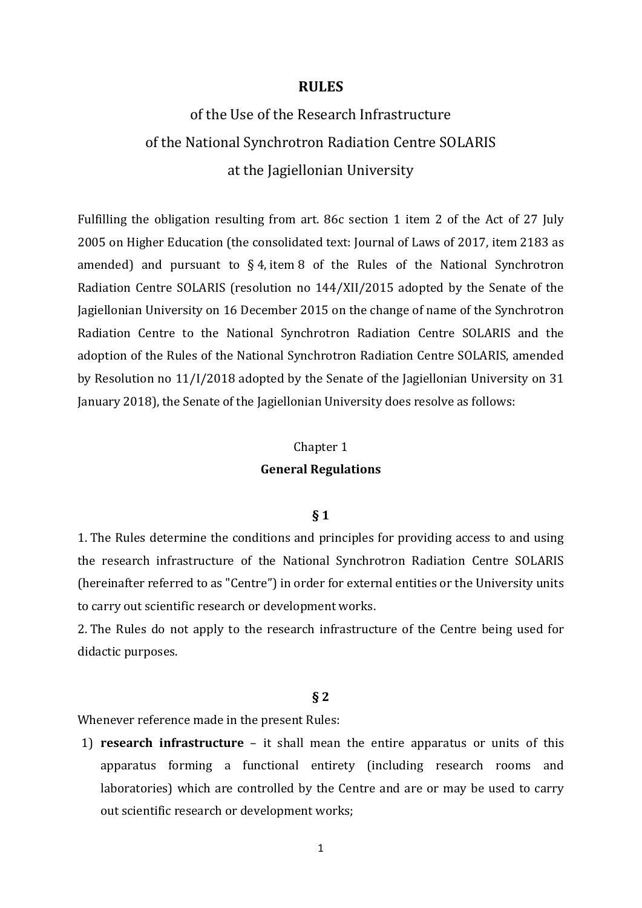# RULES

## of the Use of the Research Infrastructure of the National Synchrotron Radiation Centre SOLARIS at the Jagiellonian University

Fulfilling the obligation resulting from art. 86c section 1 item 2 of the Act of 27 July 2005 on Higher Education (the consolidated text: Journal of Laws of 2017, item 2183 as amended) and pursuant to § 4, item 8 of the Rules of the National Synchrotron Radiation Centre SOLARIS (resolution no 144/XII/2015 adopted by the Senate of the Jagiellonian University on 16 December 2015 on the change of name of the Synchrotron Radiation Centre to the National Synchrotron Radiation Centre SOLARIS and the adoption of the Rules of the National Synchrotron Radiation Centre SOLARIS, amended by Resolution no 11/I/2018 adopted by the Senate of the Jagiellonian University on 31 January 2018), the Senate of the Jagiellonian University does resolve as follows:

## Chapter 1
## General Regulations

### § 1

1. The Rules determine the conditions and principles for providing access to and using the research infrastructure of the National Synchrotron Radiation Centre SOLARIS (hereinafter referred to as "Centre") in order for external entities or the University units to carry out scientific research or development works.
2. The Rules do not apply to the research infrastructure of the Centre being used for didactic purposes.

### § 2

Whenever reference made in the present Rules:

1) **research infrastructure** – it shall mean the entire apparatus or units of this apparatus forming a functional entirety (including research rooms and laboratories) which are controlled by the Centre and are or may be used to carry out scientific research or development works;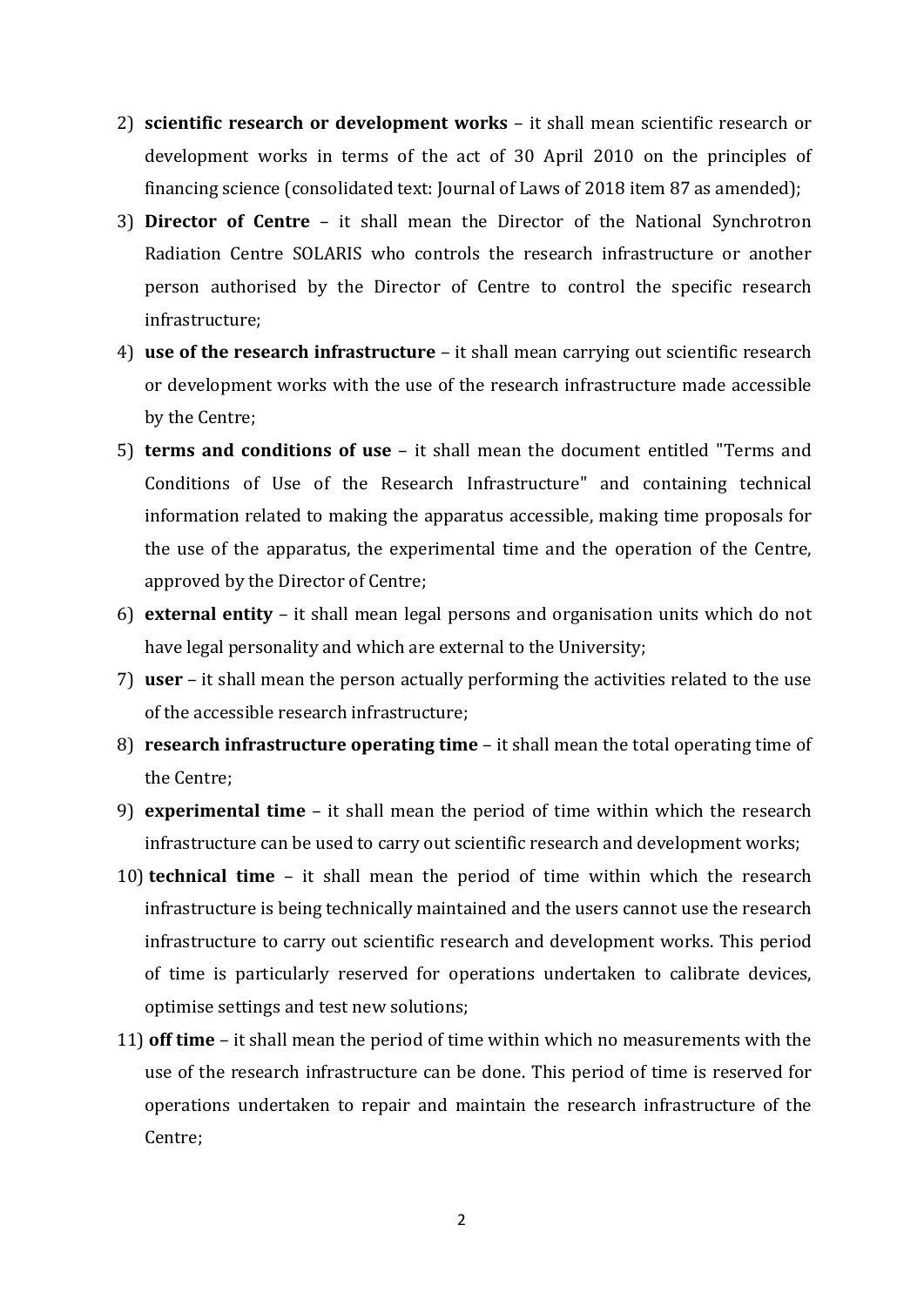2) **scientific research or development works** – it shall mean scientific research or development works in terms of the act of 30 April 2010 on the principles of financing science (consolidated text: Journal of Laws of 2018 item 87 as amended);
3) **Director of Centre** – it shall mean the Director of the National Synchrotron Radiation Centre SOLARIS who controls the research infrastructure or another person authorised by the Director of Centre to control the specific research infrastructure;
4) **use of the research infrastructure** – it shall mean carrying out scientific research or development works with the use of the research infrastructure made accessible by the Centre;
5) **terms and conditions of use** – it shall mean the document entitled "Terms and Conditions of Use of the Research Infrastructure" and containing technical information related to making the apparatus accessible, making time proposals for the use of the apparatus, the experimental time and the operation of the Centre, approved by the Director of Centre;
6) **external entity** – it shall mean legal persons and organisation units which do not have legal personality and which are external to the University;
7) **user** – it shall mean the person actually performing the activities related to the use of the accessible research infrastructure;
8) **research infrastructure operating time** – it shall mean the total operating time of the Centre;
9) **experimental time** – it shall mean the period of time within which the research infrastructure can be used to carry out scientific research and development works;
10) **technical time** – it shall mean the period of time within which the research infrastructure is being technically maintained and the users cannot use the research infrastructure to carry out scientific research and development works. This period of time is particularly reserved for operations undertaken to calibrate devices, optimise settings and test new solutions;
11) **off time** – it shall mean the period of time within which no measurements with the use of the research infrastructure can be done. This period of time is reserved for operations undertaken to repair and maintain the research infrastructure of the Centre;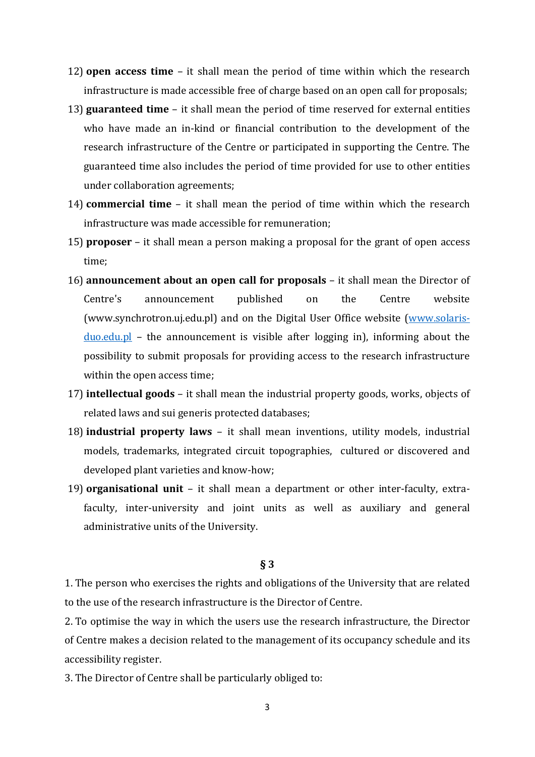12) **open access time** – it shall mean the period of time within which the research infrastructure is made accessible free of charge based on an open call for proposals;

13) **guaranteed time** – it shall mean the period of time reserved for external entities who have made an in-kind or financial contribution to the development of the research infrastructure of the Centre or participated in supporting the Centre. The guaranteed time also includes the period of time provided for use to other entities under collaboration agreements;

14) **commercial time** – it shall mean the period of time within which the research infrastructure was made accessible for remuneration;

15) **proposer** – it shall mean a person making a proposal for the grant of open access time;

16) **announcement about an open call for proposals** – it shall mean the Director of Centre's announcement published on the Centre website (www.synchrotron.uj.edu.pl) and on the Digital User Office website ([www.solaris-duo.edu.pl](www.solaris-duo.edu.pl) – the announcement is visible after logging in), informing about the possibility to submit proposals for providing access to the research infrastructure within the open access time;

17) **intellectual goods** – it shall mean the industrial property goods, works, objects of related laws and sui generis protected databases;

18) **industrial property laws** – it shall mean inventions, utility models, industrial models, trademarks, integrated circuit topographies, cultured or discovered and developed plant varieties and know-how;

19) **organisational unit** – it shall mean a department or other inter-faculty, extra-faculty, inter-university and joint units as well as auxiliary and general administrative units of the University.

## § 3

1. The person who exercises the rights and obligations of the University that are related to the use of the research infrastructure is the Director of Centre.
2. To optimise the way in which the users use the research infrastructure, the Director of Centre makes a decision related to the management of its occupancy schedule and its accessibility register.
3. The Director of Centre shall be particularly obliged to: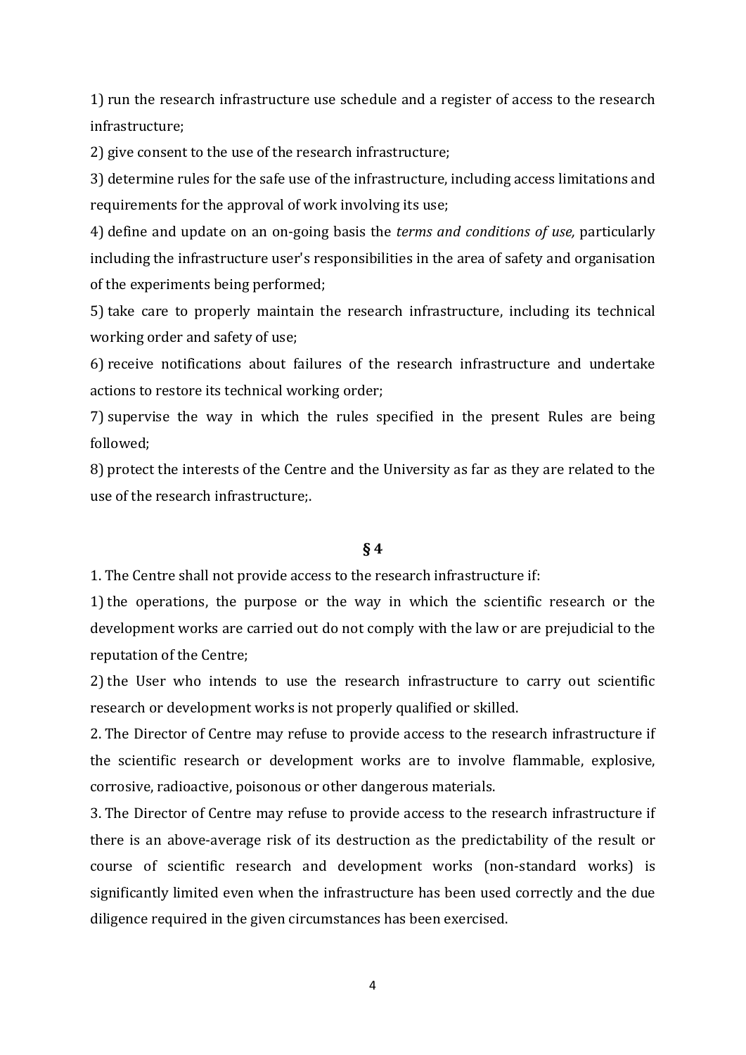1) run the research infrastructure use schedule and a register of access to the research infrastructure;

2) give consent to the use of the research infrastructure;

3) determine rules for the safe use of the infrastructure, including access limitations and requirements for the approval of work involving its use;

4) define and update on an on-going basis the *terms and conditions of use,* particularly including the infrastructure user's responsibilities in the area of safety and organisation of the experiments being performed;

5) take care to properly maintain the research infrastructure, including its technical working order and safety of use;

6) receive notifications about failures of the research infrastructure and undertake actions to restore its technical working order;

7) supervise the way in which the rules specified in the present Rules are being followed;

8) protect the interests of the Centre and the University as far as they are related to the use of the research infrastructure;.

**§ 4**

1. The Centre shall not provide access to the research infrastructure if:

1) the operations, the purpose or the way in which the scientific research or the development works are carried out do not comply with the law or are prejudicial to the reputation of the Centre;

2) the User who intends to use the research infrastructure to carry out scientific research or development works is not properly qualified or skilled.

2. The Director of Centre may refuse to provide access to the research infrastructure if the scientific research or development works are to involve flammable, explosive, corrosive, radioactive, poisonous or other dangerous materials.

3. The Director of Centre may refuse to provide access to the research infrastructure if there is an above-average risk of its destruction as the predictability of the result or course of scientific research and development works (non-standard works) is significantly limited even when the infrastructure has been used correctly and the due diligence required in the given circumstances has been exercised.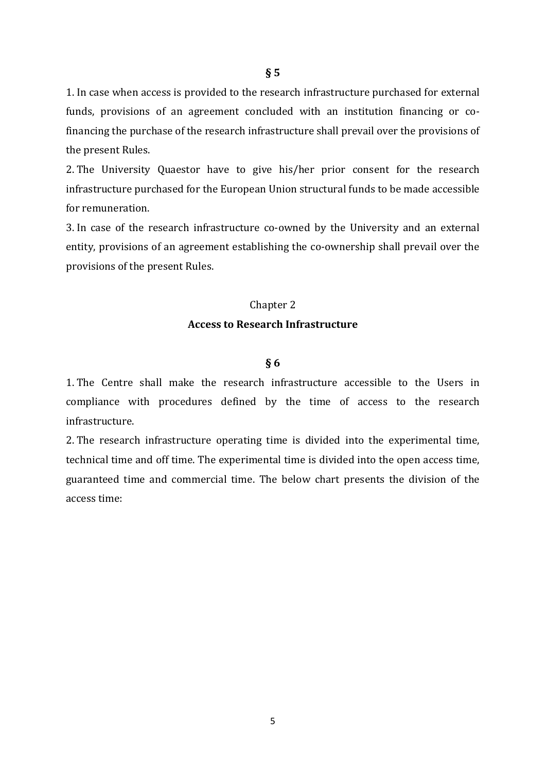**§ 5**

1. In case when access is provided to the research infrastructure purchased for external funds, provisions of an agreement concluded with an institution financing or co-financing the purchase of the research infrastructure shall prevail over the provisions of the present Rules.
2. The University Quaestor have to give his/her prior consent for the research infrastructure purchased for the European Union structural funds to be made accessible for remuneration.
3. In case of the research infrastructure co-owned by the University and an external entity, provisions of an agreement establishing the co-ownership shall prevail over the provisions of the present Rules.

Chapter 2

## Access to Research Infrastructure

**§ 6**

1. The Centre shall make the research infrastructure accessible to the Users in compliance with procedures defined by the time of access to the research infrastructure.
2. The research infrastructure operating time is divided into the experimental time, technical time and off time. The experimental time is divided into the open access time, guaranteed time and commercial time. The below chart presents the division of the access time: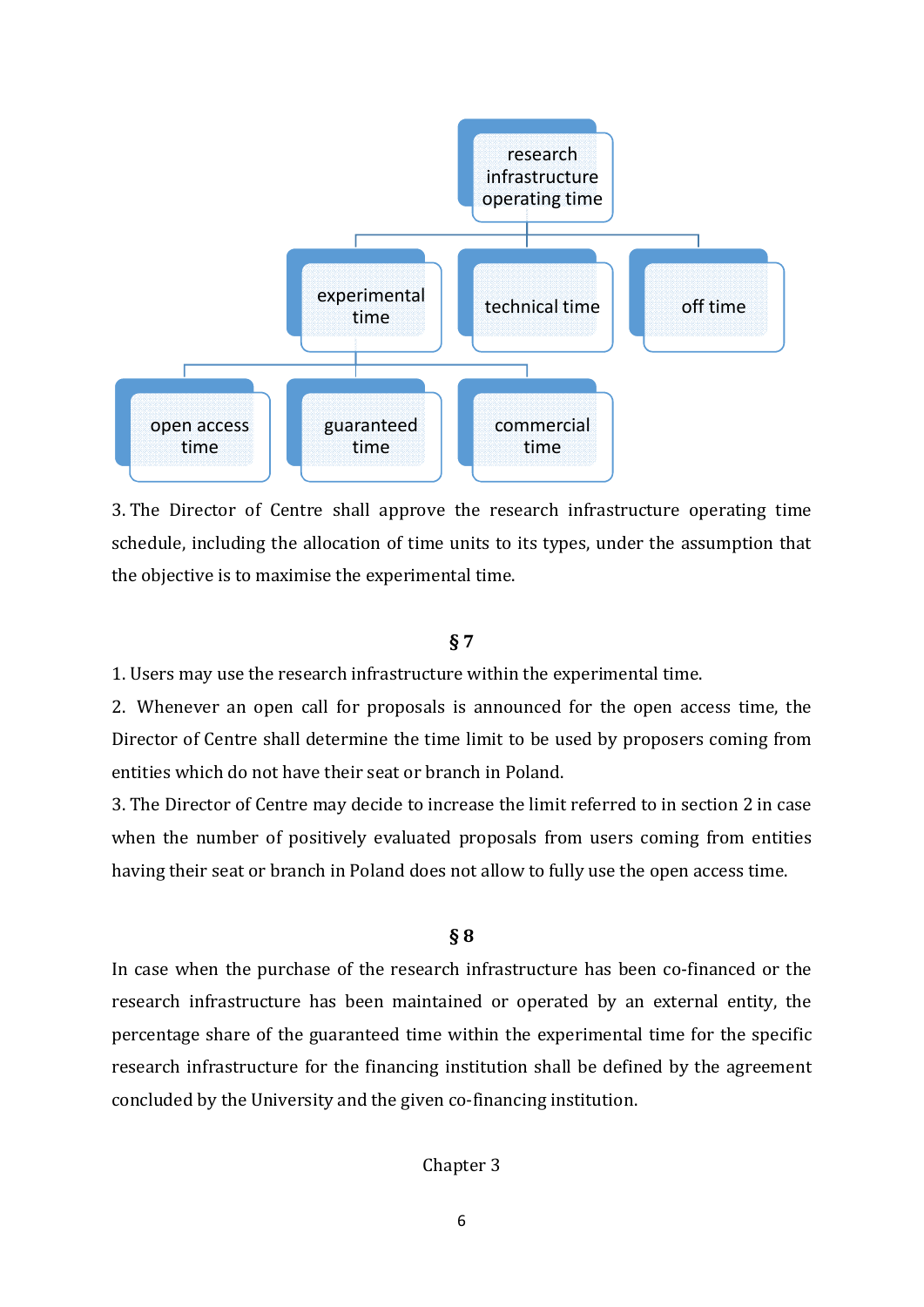- research infrastructure operating time
  - experimental time
    - open access time
    - guaranteed time
    - commercial time
  - technical time
  - off time

3. The Director of Centre shall approve the research infrastructure operating time schedule, including the allocation of time units to its types, under the assumption that the objective is to maximise the experimental time.

### § 7

1. Users may use the research infrastructure within the experimental time.
2. Whenever an open call for proposals is announced for the open access time, the Director of Centre shall determine the time limit to be used by proposers coming from entities which do not have their seat or branch in Poland.
3. The Director of Centre may decide to increase the limit referred to in section 2 in case when the number of positively evaluated proposals from users coming from entities having their seat or branch in Poland does not allow to fully use the open access time.

### § 8

In case when the purchase of the research infrastructure has been co-financed or the research infrastructure has been maintained or operated by an external entity, the percentage share of the guaranteed time within the experimental time for the specific research infrastructure for the financing institution shall be defined by the agreement concluded by the University and the given co-financing institution.

## Chapter 3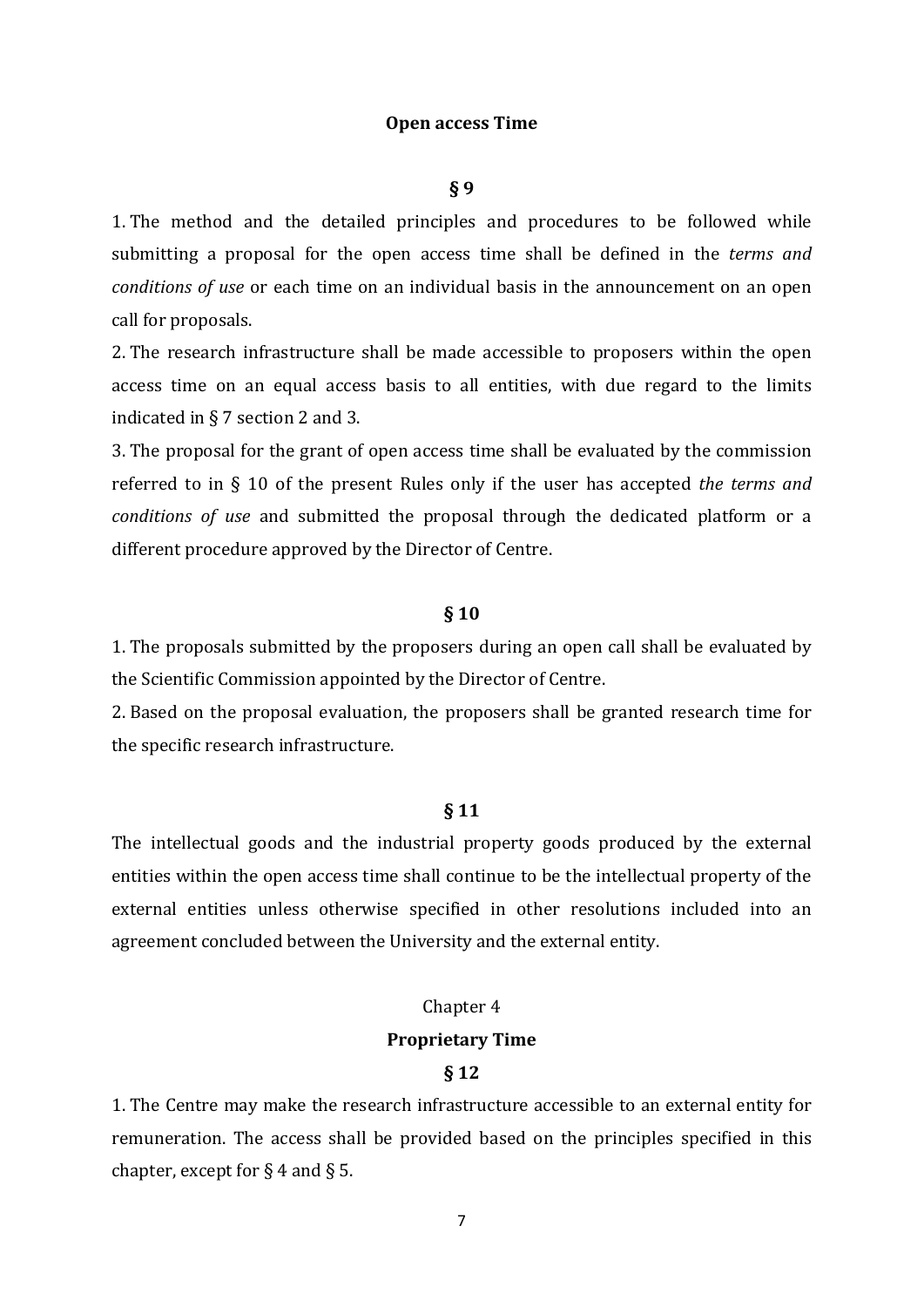### Open access Time

**§ 9**

1. The method and the detailed principles and procedures to be followed while submitting a proposal for the open access time shall be defined in the *terms and conditions of use* or each time on an individual basis in the announcement on an open call for proposals.
2. The research infrastructure shall be made accessible to proposers within the open access time on an equal access basis to all entities, with due regard to the limits indicated in § 7 section 2 and 3.
3. The proposal for the grant of open access time shall be evaluated by the commission referred to in § 10 of the present Rules only if the user has accepted *the terms and conditions of use* and submitted the proposal through the dedicated platform or a different procedure approved by the Director of Centre.

**§ 10**

1. The proposals submitted by the proposers during an open call shall be evaluated by the Scientific Commission appointed by the Director of Centre.
2. Based on the proposal evaluation, the proposers shall be granted research time for the specific research infrastructure.

**§ 11**

The intellectual goods and the industrial property goods produced by the external entities within the open access time shall continue to be the intellectual property of the external entities unless otherwise specified in other resolutions included into an agreement concluded between the University and the external entity.

## Chapter 4

### Proprietary Time

**§ 12**

1. The Centre may make the research infrastructure accessible to an external entity for remuneration. The access shall be provided based on the principles specified in this chapter, except for § 4 and § 5.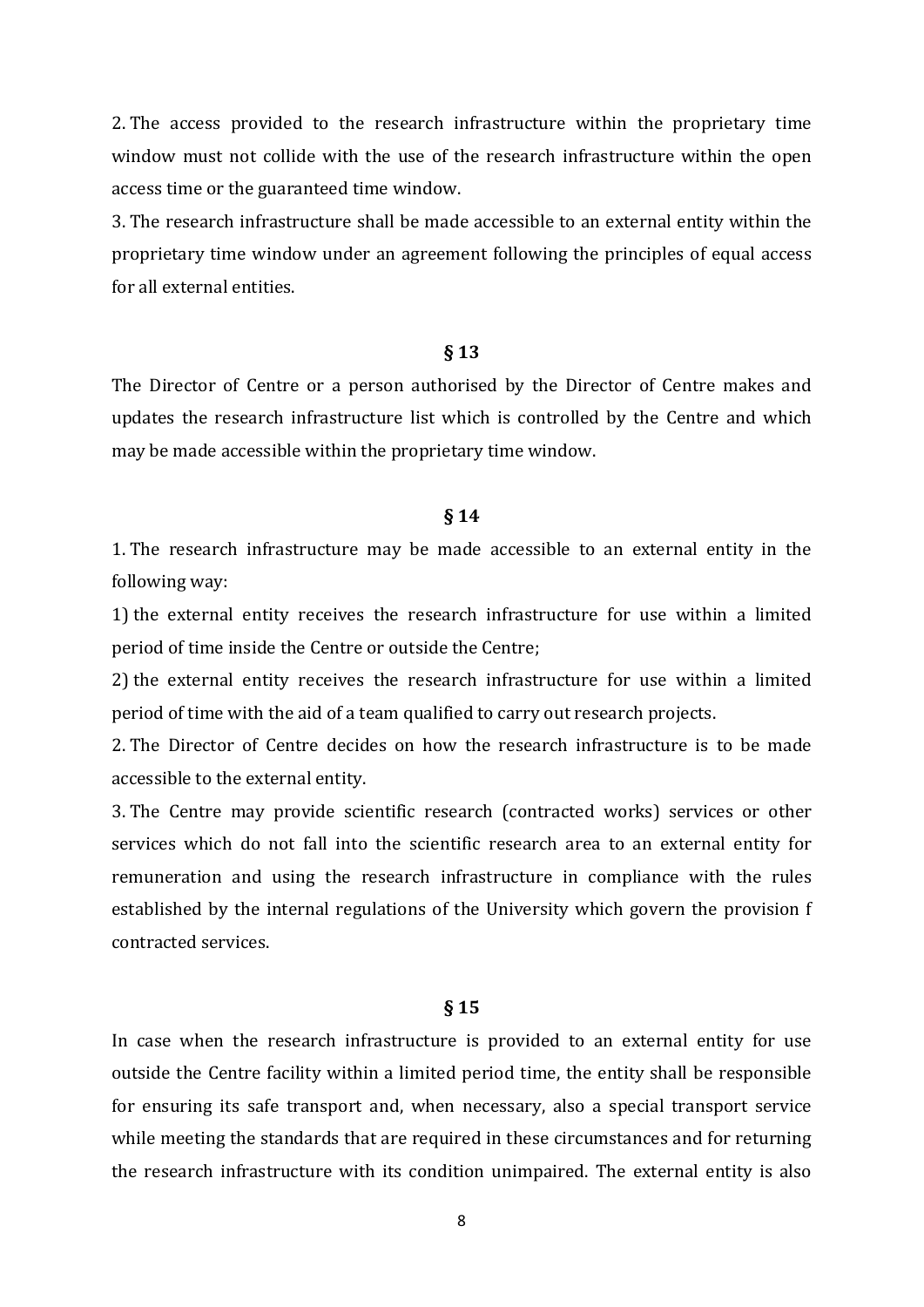2. The access provided to the research infrastructure within the proprietary time window must not collide with the use of the research infrastructure within the open access time or the guaranteed time window.

3. The research infrastructure shall be made accessible to an external entity within the proprietary time window under an agreement following the principles of equal access for all external entities.

**§ 13**

The Director of Centre or a person authorised by the Director of Centre makes and updates the research infrastructure list which is controlled by the Centre and which may be made accessible within the proprietary time window.

**§ 14**

1. The research infrastructure may be made accessible to an external entity in the following way:

1) the external entity receives the research infrastructure for use within a limited period of time inside the Centre or outside the Centre;

2) the external entity receives the research infrastructure for use within a limited period of time with the aid of a team qualified to carry out research projects.

2. The Director of Centre decides on how the research infrastructure is to be made accessible to the external entity.

3. The Centre may provide scientific research (contracted works) services or other services which do not fall into the scientific research area to an external entity for remuneration and using the research infrastructure in compliance with the rules established by the internal regulations of the University which govern the provision f contracted services.

**§ 15**

In case when the research infrastructure is provided to an external entity for use outside the Centre facility within a limited period time, the entity shall be responsible for ensuring its safe transport and, when necessary, also a special transport service while meeting the standards that are required in these circumstances and for returning the research infrastructure with its condition unimpaired. The external entity is also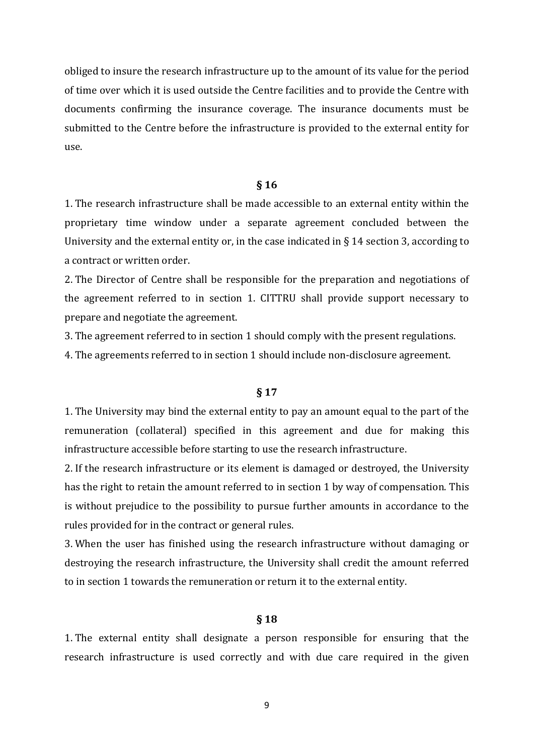obliged to insure the research infrastructure up to the amount of its value for the period of time over which it is used outside the Centre facilities and to provide the Centre with documents confirming the insurance coverage. The insurance documents must be submitted to the Centre before the infrastructure is provided to the external entity for use.

### § 16

1. The research infrastructure shall be made accessible to an external entity within the proprietary time window under a separate agreement concluded between the University and the external entity or, in the case indicated in § 14 section 3, according to a contract or written order.
2. The Director of Centre shall be responsible for the preparation and negotiations of the agreement referred to in section 1. CITTRU shall provide support necessary to prepare and negotiate the agreement.
3. The agreement referred to in section 1 should comply with the present regulations.
4. The agreements referred to in section 1 should include non-disclosure agreement.

### § 17

1. The University may bind the external entity to pay an amount equal to the part of the remuneration (collateral) specified in this agreement and due for making this infrastructure accessible before starting to use the research infrastructure.
2. If the research infrastructure or its element is damaged or destroyed, the University has the right to retain the amount referred to in section 1 by way of compensation. This is without prejudice to the possibility to pursue further amounts in accordance to the rules provided for in the contract or general rules.
3. When the user has finished using the research infrastructure without damaging or destroying the research infrastructure, the University shall credit the amount referred to in section 1 towards the remuneration or return it to the external entity.

### § 18

1. The external entity shall designate a person responsible for ensuring that the research infrastructure is used correctly and with due care required in the given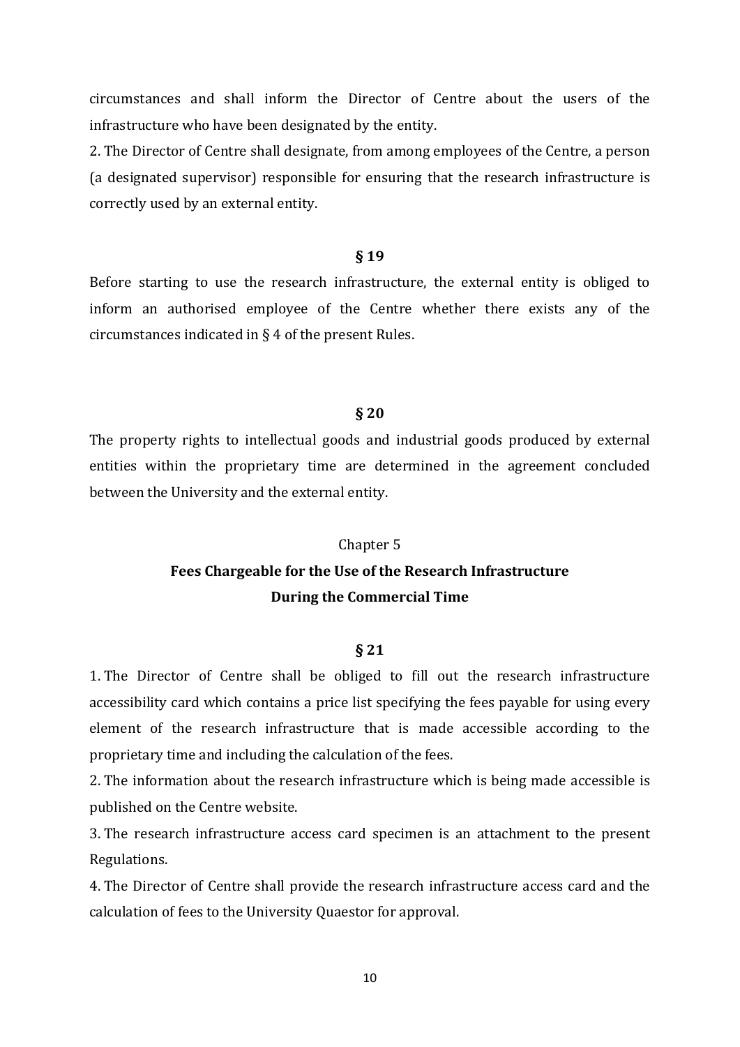circumstances and shall inform the Director of Centre about the users of the infrastructure who have been designated by the entity.

2. The Director of Centre shall designate, from among employees of the Centre, a person (a designated supervisor) responsible for ensuring that the research infrastructure is correctly used by an external entity.

**§ 19**

Before starting to use the research infrastructure, the external entity is obliged to inform an authorised employee of the Centre whether there exists any of the circumstances indicated in § 4 of the present Rules.

**§ 20**

The property rights to intellectual goods and industrial goods produced by external entities within the proprietary time are determined in the agreement concluded between the University and the external entity.

Chapter 5

## Fees Chargeable for the Use of the Research Infrastructure During the Commercial Time

**§ 21**

1. The Director of Centre shall be obliged to fill out the research infrastructure accessibility card which contains a price list specifying the fees payable for using every element of the research infrastructure that is made accessible according to the proprietary time and including the calculation of the fees.
2. The information about the research infrastructure which is being made accessible is published on the Centre website.
3. The research infrastructure access card specimen is an attachment to the present Regulations.
4. The Director of Centre shall provide the research infrastructure access card and the calculation of fees to the University Quaestor for approval.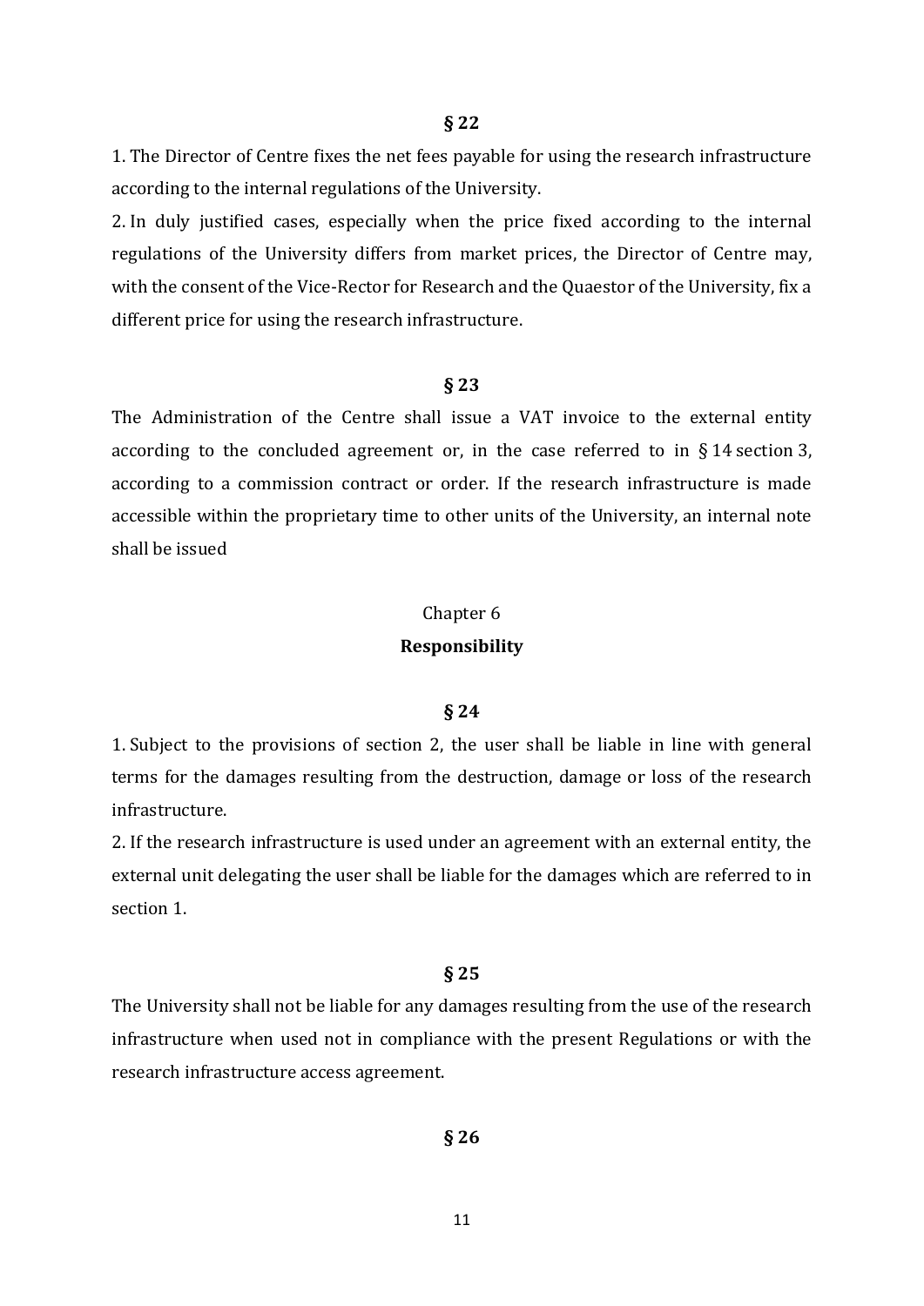**§ 22**

1. The Director of Centre fixes the net fees payable for using the research infrastructure according to the internal regulations of the University.
2. In duly justified cases, especially when the price fixed according to the internal regulations of the University differs from market prices, the Director of Centre may, with the consent of the Vice-Rector for Research and the Quaestor of the University, fix a different price for using the research infrastructure.

**§ 23**

The Administration of the Centre shall issue a VAT invoice to the external entity according to the concluded agreement or, in the case referred to in § 14 section 3, according to a commission contract or order. If the research infrastructure is made accessible within the proprietary time to other units of the University, an internal note shall be issued

Chapter 6

**Responsibility**

**§ 24**

1. Subject to the provisions of section 2, the user shall be liable in line with general terms for the damages resulting from the destruction, damage or loss of the research infrastructure.
2. If the research infrastructure is used under an agreement with an external entity, the external unit delegating the user shall be liable for the damages which are referred to in section 1.

**§ 25**

The University shall not be liable for any damages resulting from the use of the research infrastructure when used not in compliance with the present Regulations or with the research infrastructure access agreement.

**§ 26**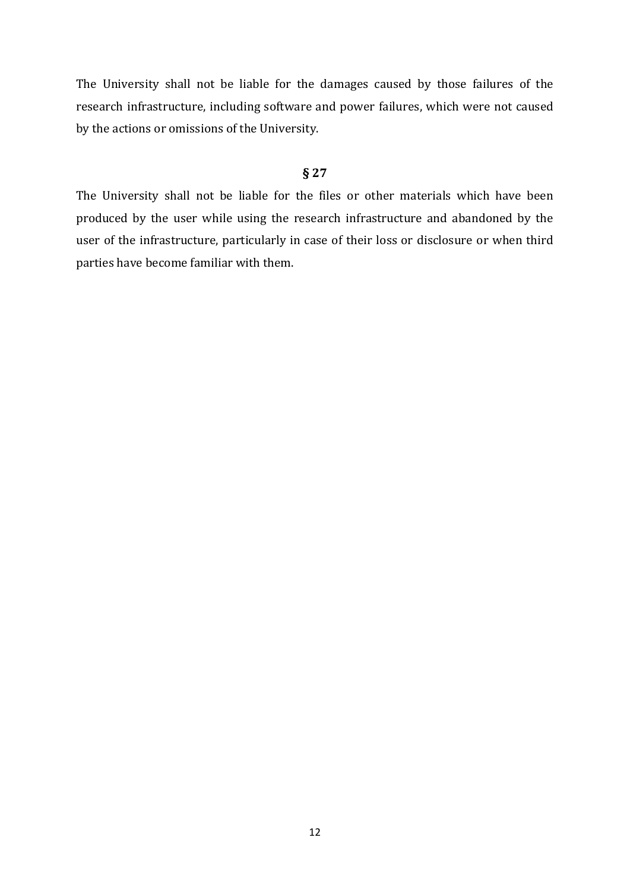The University shall not be liable for the damages caused by those failures of the research infrastructure, including software and power failures, which were not caused by the actions or omissions of the University.

**§ 27**

The University shall not be liable for the files or other materials which have been produced by the user while using the research infrastructure and abandoned by the user of the infrastructure, particularly in case of their loss or disclosure or when third parties have become familiar with them.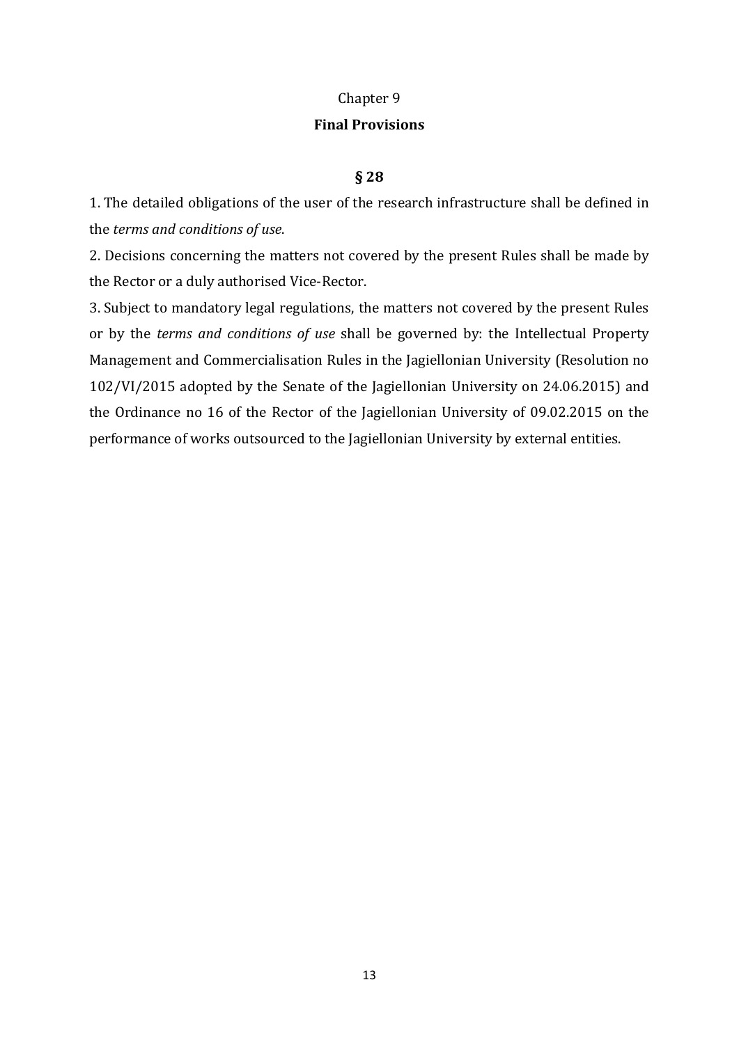Chapter 9

**Final Provisions**

**§ 28**

1. The detailed obligations of the user of the research infrastructure shall be defined in the *terms and conditions of use*.
2. Decisions concerning the matters not covered by the present Rules shall be made by the Rector or a duly authorised Vice-Rector.
3. Subject to mandatory legal regulations, the matters not covered by the present Rules or by the *terms and conditions of use* shall be governed by: the Intellectual Property Management and Commercialisation Rules in the Jagiellonian University (Resolution no 102/VI/2015 adopted by the Senate of the Jagiellonian University on 24.06.2015) and the Ordinance no 16 of the Rector of the Jagiellonian University of 09.02.2015 on the performance of works outsourced to the Jagiellonian University by external entities.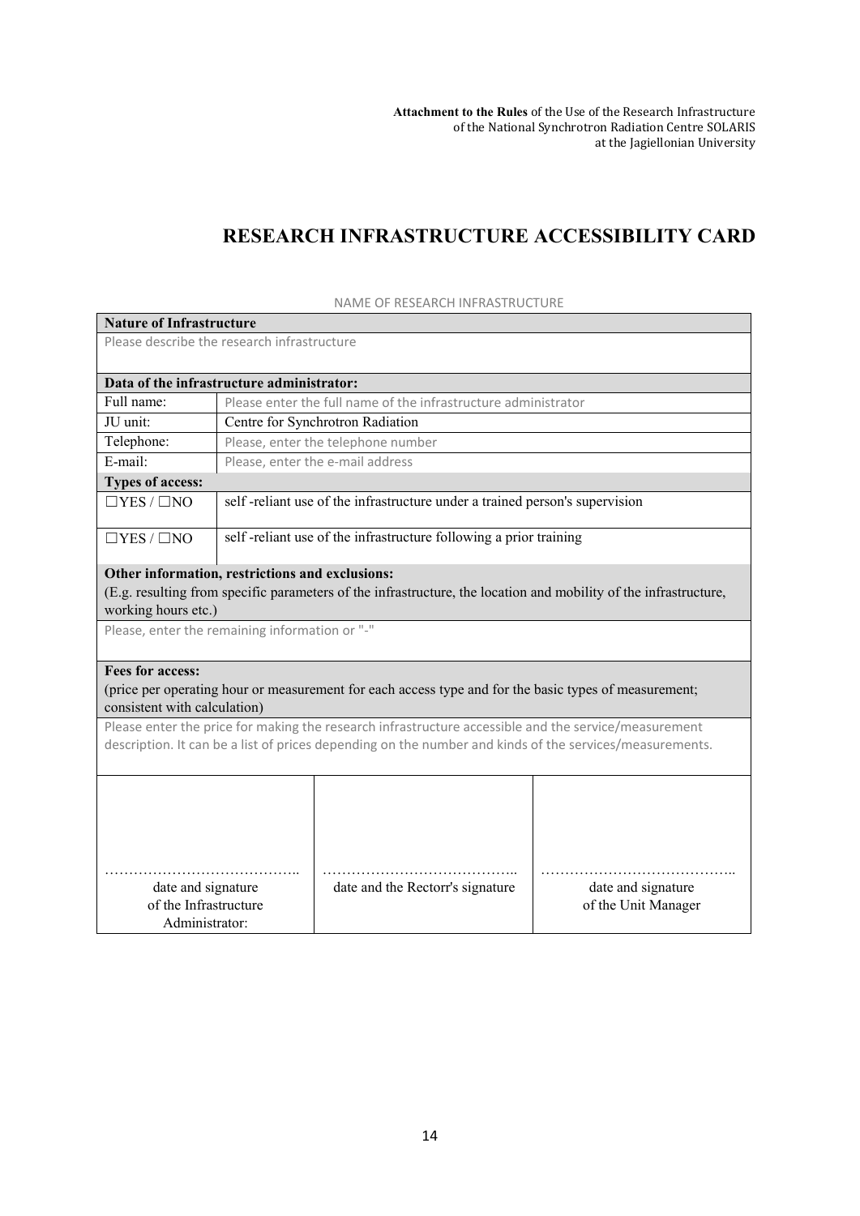**Attachment to the Rules** of the Use of the Research Infrastructure
of the National Synchrotron Radiation Centre SOLARIS
at the Jagiellonian University

# RESEARCH INFRASTRUCTURE ACCESSIBILITY CARD

NAME OF RESEARCH INFRASTRUCTURE

| | |
|---|---|
| **Nature of Infrastructure** | |
| Please describe the research infrastructure | |
| **Data of the infrastructure administrator:** | |
| Full name: | Please enter the full name of the infrastructure administrator |
| JU unit: | Centre for Synchrotron Radiation |
| Telephone: | Please, enter the telephone number |
| E-mail: | Please, enter the e-mail address |
| **Types of access:** | |
| ☐YES / ☐NO | self -reliant use of the infrastructure under a trained person's supervision |
| ☐YES / ☐NO | self -reliant use of the infrastructure following a prior training |
| **Other information, restrictions and exclusions:** (E.g. resulting from specific parameters of the infrastructure, the location and mobility of the infrastructure, working hours etc.) | |
| Please, enter the remaining information or "-" | |
| **Fees for access:** (price per operating hour or measurement for each access type and for the basic types of measurement; consistent with calculation) | |
| Please enter the price for making the research infrastructure accessible and the service/measurement description. It can be a list of prices depending on the number and kinds of the services/measurements. | |

| | | |
|---|---|---|
| ………………………………….. date and signature of the Infrastructure Administrator: | ………………………………….. date and the Rectorr's signature | ………………………………….. date and signature of the Unit Manager |